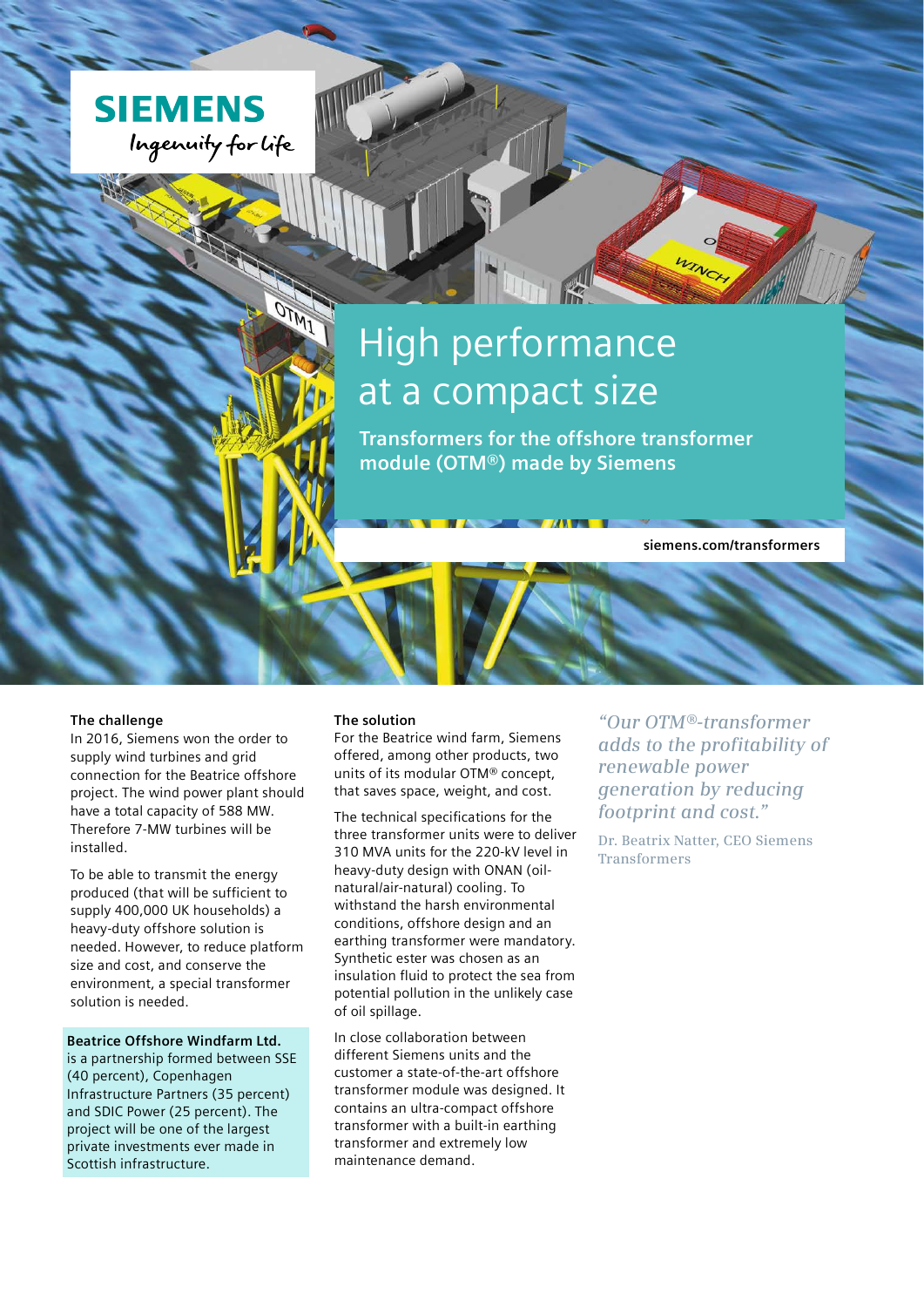SIEMENS

Ingenuity for life

# High performance at a compact size

**Transformers for the offshore transformer module (OTM®) made by Siemens**

**siemens.com/transformers**

### The challenge

In 2016, Siemens won the order to supply wind turbines and grid connection for the Beatrice offshore project. The wind power plant should have a total capacity of 588 MW. Therefore 7-MW turbines will be installed.

To be able to transmit the energy produced (that will be sufficient to supply 400,000 UK households) a heavy-duty offshore solution is needed. However, to reduce platform size and cost, and conserve the environment, a special transformer solution is needed.

**Beatrice Offshore Windfarm Ltd.** is a partnership formed between SSE (40 percent), Copenhagen Infrastructure Partners (35 percent) and SDIC Power (25 percent). The project will be one of the largest private investments ever made in Scottish infrastructure.

### The solution

For the Beatrice wind farm, Siemens offered, among other products, two units of its modular OTM® concept, that saves space, weight, and cost.

The technical specifications for the three transformer units were to deliver 310 MVA units for the 220-kV level in heavy-duty design with ONAN (oil-natural/air-natural) cooling. To withstand the harsh environmental conditions, offshore design and an earthing transformer were mandatory. Synthetic ester was chosen as an insulation fluid to protect the sea from potential pollution in the unlikely case of oil spillage.

In close collaboration between different Siemens units and the customer a state-of-the-art offshore transformer module was designed. It contains an ultra-compact offshore transformer with a built-in earthing transformer and extremely low maintenance demand.

*"Our OTM®-transformer adds to the profitability of renewable power generation by reducing footprint and cost."*

Dr. Beatrix Natter, CEO Siemens Transformers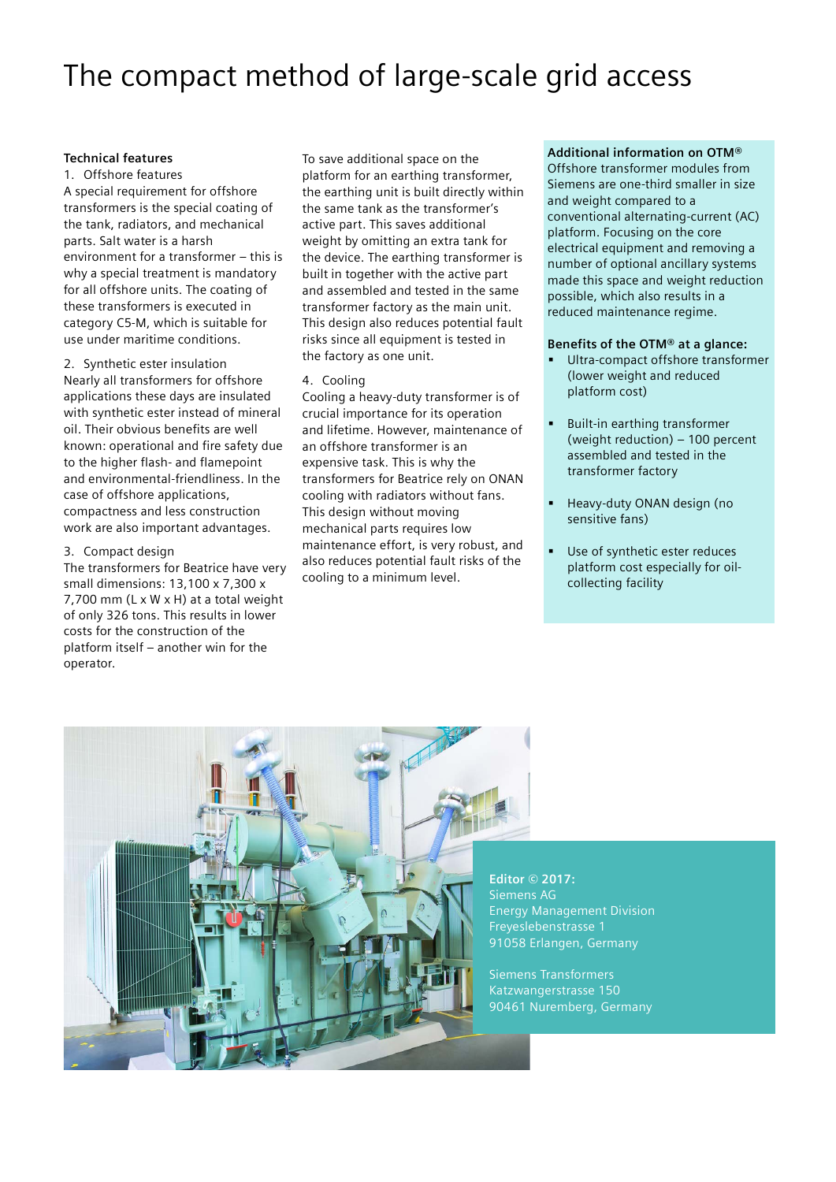# The compact method of large-scale grid access

**Technical features**

1. Offshore features

A special requirement for offshore transformers is the special coating of the tank, radiators, and mechanical parts. Salt water is a harsh environment for a transformer – this is why a special treatment is mandatory for all offshore units. The coating of these transformers is executed in category C5-M, which is suitable for use under maritime conditions.

2. Synthetic ester insulation

Nearly all transformers for offshore applications these days are insulated with synthetic ester instead of mineral oil. Their obvious benefits are well known: operational and fire safety due to the higher flash- and flamepoint and environmental-friendliness. In the case of offshore applications, compactness and less construction work are also important advantages.

3. Compact design

The transformers for Beatrice have very small dimensions: 13,100 x 7,300 x 7,700 mm (L x W x H) at a total weight of only 326 tons. This results in lower costs for the construction of the platform itself – another win for the operator.

To save additional space on the platform for an earthing transformer, the earthing unit is built directly within the same tank as the transformer's active part. This saves additional weight by omitting an extra tank for the device. The earthing transformer is built in together with the active part and assembled and tested in the same transformer factory as the main unit. This design also reduces potential fault risks since all equipment is tested in the factory as one unit.

4. Cooling

Cooling a heavy-duty transformer is of crucial importance for its operation and lifetime. However, maintenance of an offshore transformer is an expensive task. This is why the transformers for Beatrice rely on ONAN cooling with radiators without fans. This design without moving mechanical parts requires low maintenance effort, is very robust, and also reduces potential fault risks of the cooling to a minimum level.

**Additional information on OTM®**

Offshore transformer modules from Siemens are one-third smaller in size and weight compared to a conventional alternating-current (AC) platform. Focusing on the core electrical equipment and removing a number of optional ancillary systems made this space and weight reduction possible, which also results in a reduced maintenance regime.

**Benefits of the OTM® at a glance:**

- Ultra-compact offshore transformer (lower weight and reduced platform cost)
- Built-in earthing transformer (weight reduction) – 100 percent assembled and tested in the transformer factory
- Heavy-duty ONAN design (no sensitive fans)
- Use of synthetic ester reduces platform cost especially for oil-collecting facility

**Editor © 2017:**
Siemens AG
Energy Management Division
Freyeslebenstrasse 1
91058 Erlangen, Germany

Siemens Transformers
Katzwangerstrasse 150
90461 Nuremberg, Germany